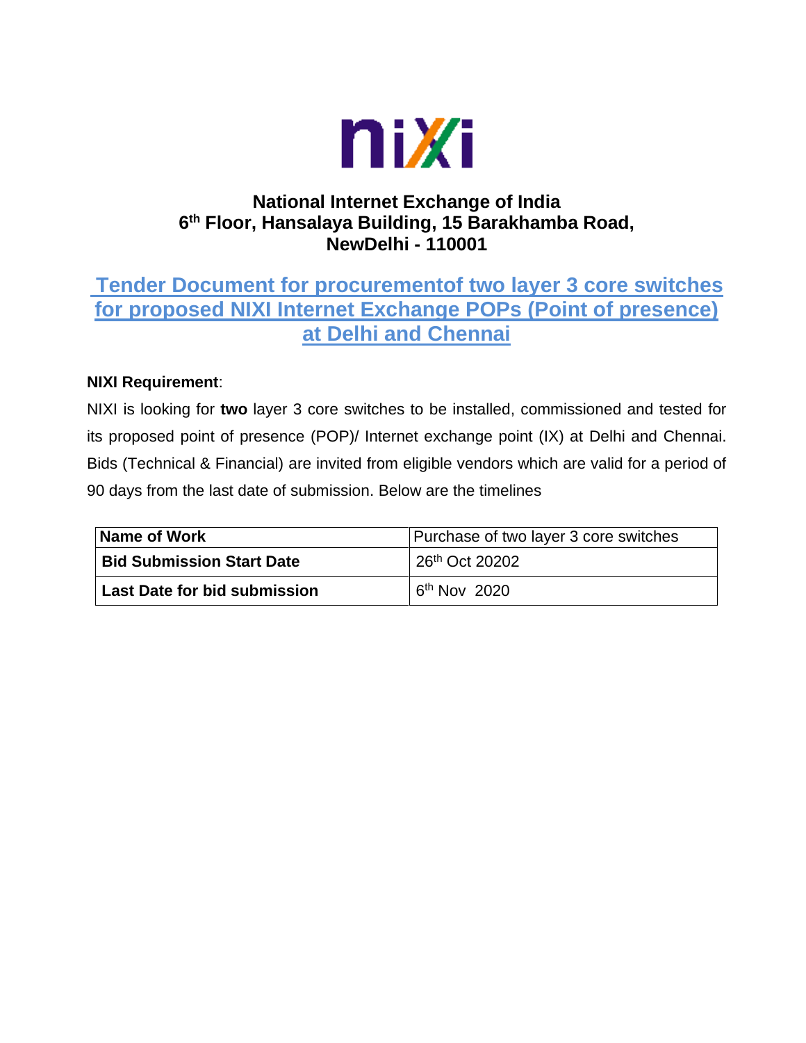**National Internet Exchange of India**
**6th Floor, Hansalaya Building, 15 Barakhamba Road,**
**NewDelhi - 110001**

# Tender Document for procurementof two layer 3 core switches for proposed NIXI Internet Exchange POPs (Point of presence) at Delhi and Chennai

**NIXI Requirement**:

NIXI is looking for **two** layer 3 core switches to be installed, commissioned and tested for its proposed point of presence (POP)/ Internet exchange point (IX) at Delhi and Chennai. Bids (Technical & Financial) are invited from eligible vendors which are valid for a period of 90 days from the last date of submission. Below are the timelines

| **Name of Work** | Purchase of two layer 3 core switches |
|---|---|
| **Bid Submission Start Date** | 26th Oct 20202 |
| **Last Date for bid submission** | 6th Nov 2020 |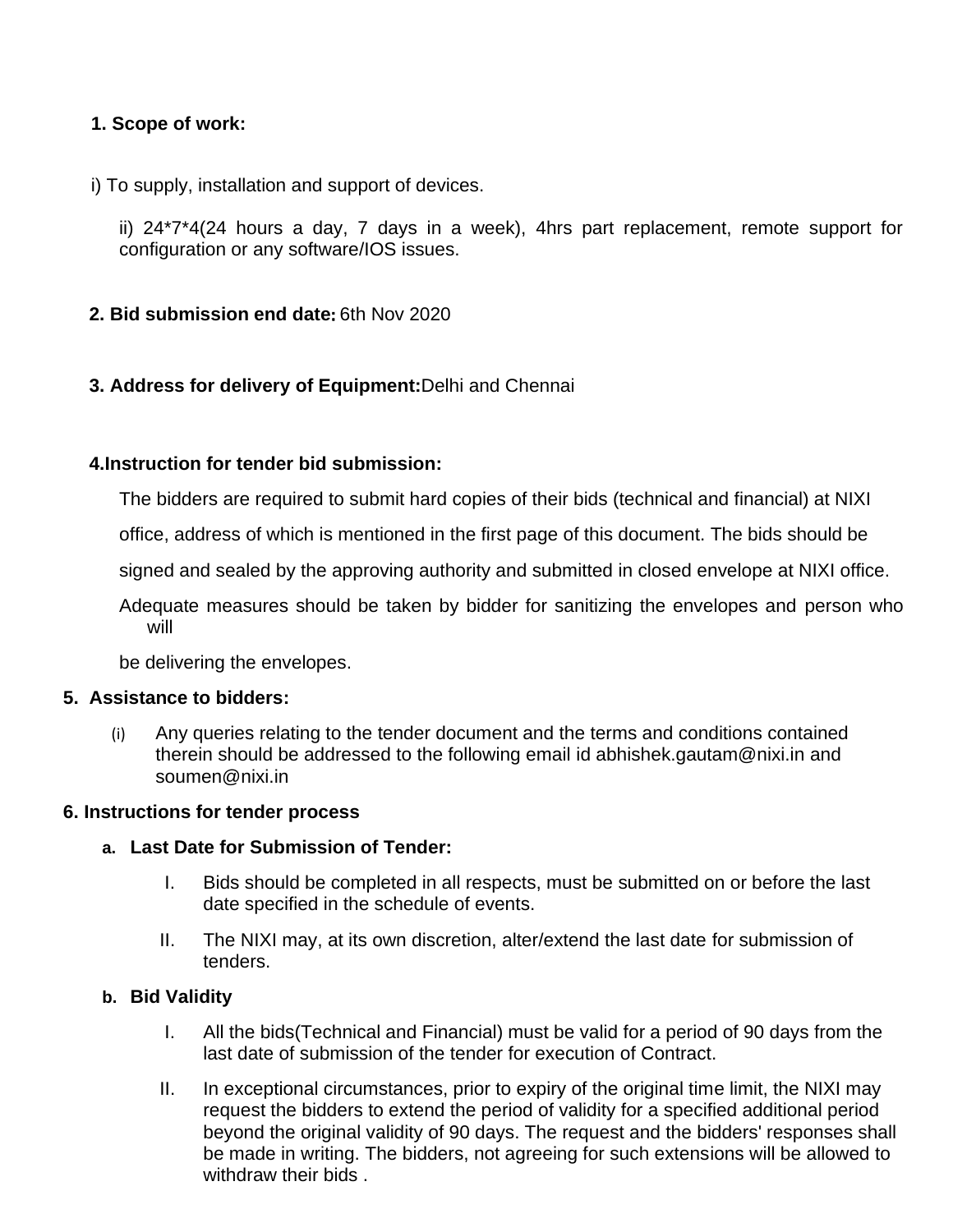**1. Scope of work:**

i) To supply, installation and support of devices.

ii) 24*7*4(24 hours a day, 7 days in a week), 4hrs part replacement, remote support for configuration or any software/IOS issues.

**2. Bid submission end date:** 6th Nov 2020

**3. Address for delivery of Equipment:** Delhi and Chennai

**4. Instruction for tender bid submission:**

The bidders are required to submit hard copies of their bids (technical and financial) at NIXI office, address of which is mentioned in the first page of this document. The bids should be signed and sealed by the approving authority and submitted in closed envelope at NIXI office. Adequate measures should be taken by bidder for sanitizing the envelopes and person who will be delivering the envelopes.

**5. Assistance to bidders:**

(i) Any queries relating to the tender document and the terms and conditions contained therein should be addressed to the following email id abhishek.gautam@nixi.in and soumen@nixi.in

**6. Instructions for tender process**

**a. Last Date for Submission of Tender:**

I. Bids should be completed in all respects, must be submitted on or before the last date specified in the schedule of events.

II. The NIXI may, at its own discretion, alter/extend the last date for submission of tenders.

**b. Bid Validity**

I. All the bids(Technical and Financial) must be valid for a period of 90 days from the last date of submission of the tender for execution of Contract.

II. In exceptional circumstances, prior to expiry of the original time limit, the NIXI may request the bidders to extend the period of validity for a specified additional period beyond the original validity of 90 days. The request and the bidders' responses shall be made in writing. The bidders, not agreeing for such extensions will be allowed to withdraw their bids .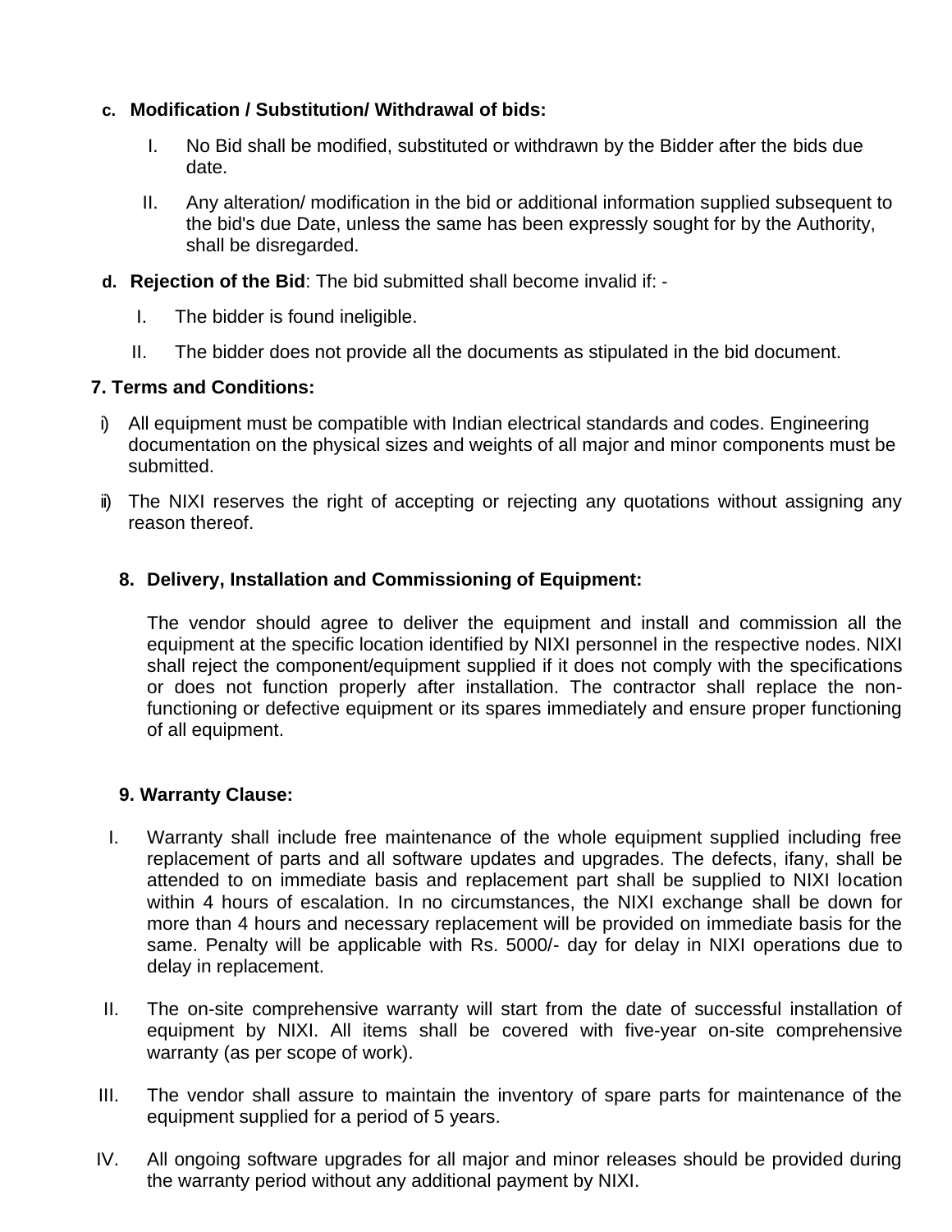c. **Modification / Substitution/ Withdrawal of bids:**

I. No Bid shall be modified, substituted or withdrawn by the Bidder after the bids due date.

II. Any alteration/ modification in the bid or additional information supplied subsequent to the bid's due Date, unless the same has been expressly sought for by the Authority, shall be disregarded.

d. **Rejection of the Bid**: The bid submitted shall become invalid if: -

I. The bidder is found ineligible.

II. The bidder does not provide all the documents as stipulated in the bid document.

**7. Terms and Conditions:**

i) All equipment must be compatible with Indian electrical standards and codes. Engineering documentation on the physical sizes and weights of all major and minor components must be submitted.

ii) The NIXI reserves the right of accepting or rejecting any quotations without assigning any reason thereof.

**8. Delivery, Installation and Commissioning of Equipment:**

The vendor should agree to deliver the equipment and install and commission all the equipment at the specific location identified by NIXI personnel in the respective nodes. NIXI shall reject the component/equipment supplied if it does not comply with the specifications or does not function properly after installation. The contractor shall replace the non-functioning or defective equipment or its spares immediately and ensure proper functioning of all equipment.

**9. Warranty Clause:**

I. Warranty shall include free maintenance of the whole equipment supplied including free replacement of parts and all software updates and upgrades. The defects, ifany, shall be attended to on immediate basis and replacement part shall be supplied to NIXI location within 4 hours of escalation. In no circumstances, the NIXI exchange shall be down for more than 4 hours and necessary replacement will be provided on immediate basis for the same. Penalty will be applicable with Rs. 5000/- day for delay in NIXI operations due to delay in replacement.

II. The on-site comprehensive warranty will start from the date of successful installation of equipment by NIXI. All items shall be covered with five-year on-site comprehensive warranty (as per scope of work).

III. The vendor shall assure to maintain the inventory of spare parts for maintenance of the equipment supplied for a period of 5 years.

IV. All ongoing software upgrades for all major and minor releases should be provided during the warranty period without any additional payment by NIXI.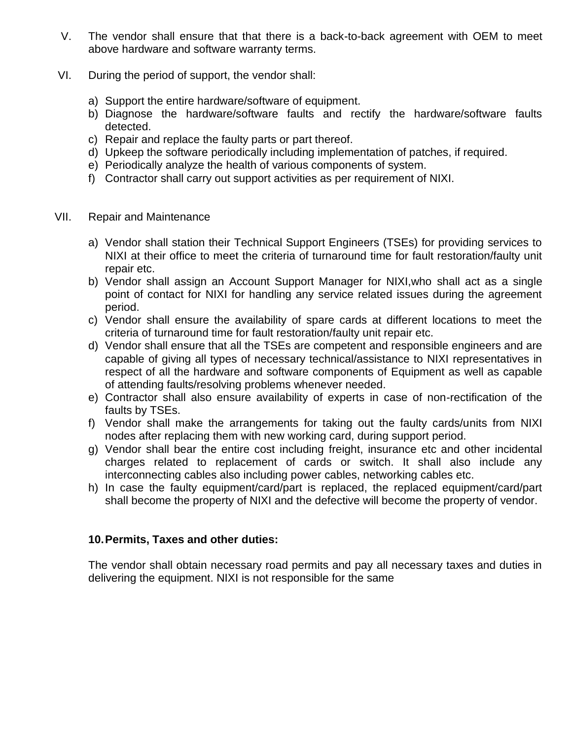V. The vendor shall ensure that that there is a back-to-back agreement with OEM to meet above hardware and software warranty terms.

VI. During the period of support, the vendor shall:

a) Support the entire hardware/software of equipment.
b) Diagnose the hardware/software faults and rectify the hardware/software faults detected.
c) Repair and replace the faulty parts or part thereof.
d) Upkeep the software periodically including implementation of patches, if required.
e) Periodically analyze the health of various components of system.
f) Contractor shall carry out support activities as per requirement of NIXI.

VII. Repair and Maintenance

a) Vendor shall station their Technical Support Engineers (TSEs) for providing services to NIXI at their office to meet the criteria of turnaround time for fault restoration/faulty unit repair etc.
b) Vendor shall assign an Account Support Manager for NIXI,who shall act as a single point of contact for NIXI for handling any service related issues during the agreement period.
c) Vendor shall ensure the availability of spare cards at different locations to meet the criteria of turnaround time for fault restoration/faulty unit repair etc.
d) Vendor shall ensure that all the TSEs are competent and responsible engineers and are capable of giving all types of necessary technical/assistance to NIXI representatives in respect of all the hardware and software components of Equipment as well as capable of attending faults/resolving problems whenever needed.
e) Contractor shall also ensure availability of experts in case of non-rectification of the faults by TSEs.
f) Vendor shall make the arrangements for taking out the faulty cards/units from NIXI nodes after replacing them with new working card, during support period.
g) Vendor shall bear the entire cost including freight, insurance etc and other incidental charges related to replacement of cards or switch. It shall also include any interconnecting cables also including power cables, networking cables etc.
h) In case the faulty equipment/card/part is replaced, the replaced equipment/card/part shall become the property of NIXI and the defective will become the property of vendor.

**10. Permits, Taxes and other duties:**

The vendor shall obtain necessary road permits and pay all necessary taxes and duties in delivering the equipment. NIXI is not responsible for the same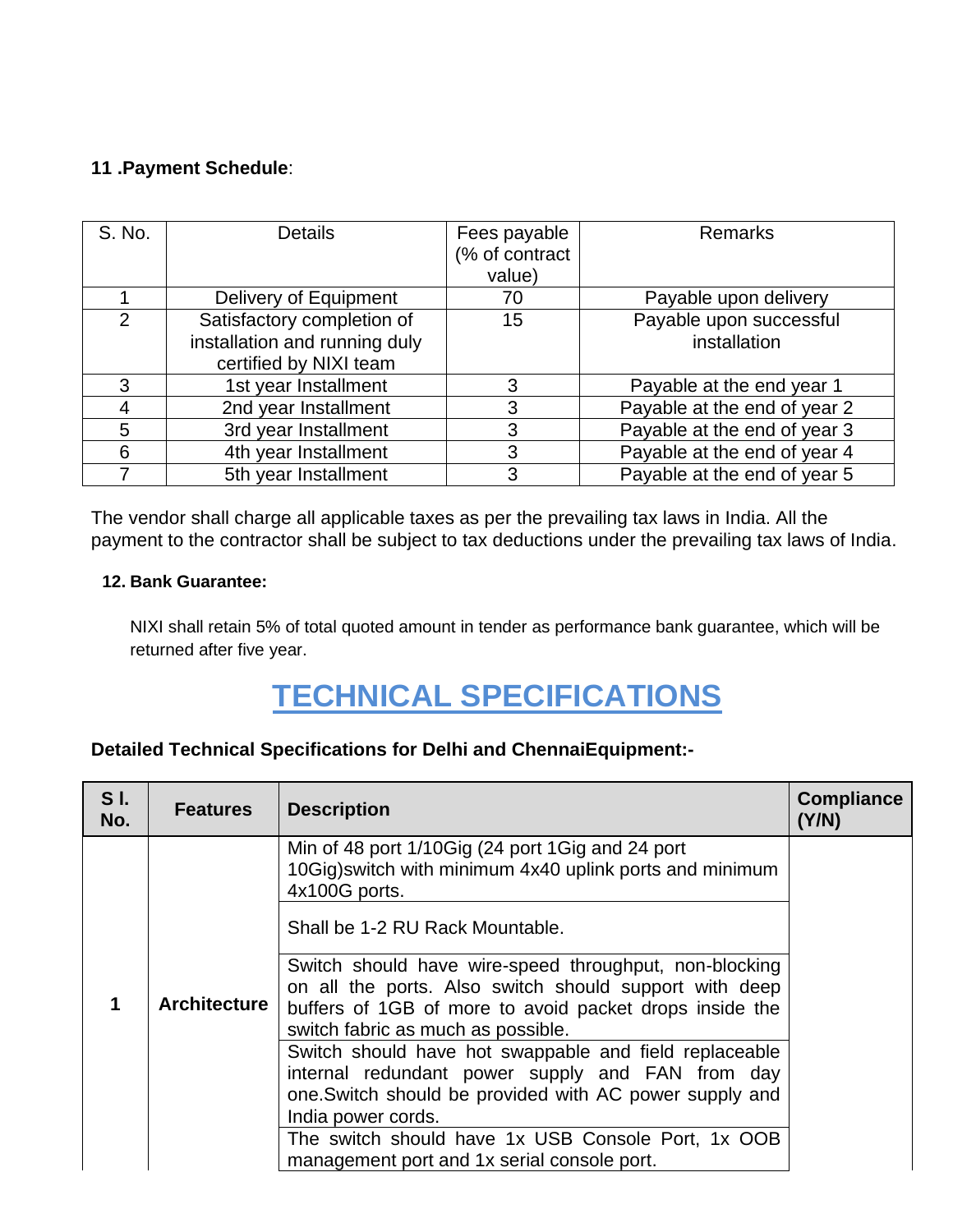### 11 .Payment Schedule:

| S. No. | Details | Fees payable (% of contract value) | Remarks |
|---|---|---|---|
| 1 | Delivery of Equipment | 70 | Payable upon delivery |
| 2 | Satisfactory completion of installation and running duly certified by NIXI team | 15 | Payable upon successful installation |
| 3 | 1st year Installment | 3 | Payable at the end year 1 |
| 4 | 2nd year Installment | 3 | Payable at the end of year 2 |
| 5 | 3rd year Installment | 3 | Payable at the end of year 3 |
| 6 | 4th year Installment | 3 | Payable at the end of year 4 |
| 7 | 5th year Installment | 3 | Payable at the end of year 5 |

The vendor shall charge all applicable taxes as per the prevailing tax laws in India. All the payment to the contractor shall be subject to tax deductions under the prevailing tax laws of India.

### 12. Bank Guarantee:

NIXI shall retain 5% of total quoted amount in tender as performance bank guarantee, which will be returned after five year.

# TECHNICAL SPECIFICATIONS

**Detailed Technical Specifications for Delhi and ChennaiEquipment:-**

| S l. No. | Features | Description | Compliance (Y/N) |
|---|---|---|---|
| 1 | Architecture | Min of 48 port 1/10Gig (24 port 1Gig and 24 port 10Gig)switch with minimum 4x40 uplink ports and minimum 4x100G ports. | |
| | | Shall be 1-2 RU Rack Mountable. | |
| | | Switch should have wire-speed throughput, non-blocking on all the ports. Also switch should support with deep buffers of 1GB of more to avoid packet drops inside the switch fabric as much as possible. | |
| | | Switch should have hot swappable and field replaceable internal redundant power supply and FAN from day one.Switch should be provided with AC power supply and India power cords. | |
| | | The switch should have 1x USB Console Port, 1x OOB management port and 1x serial console port. | |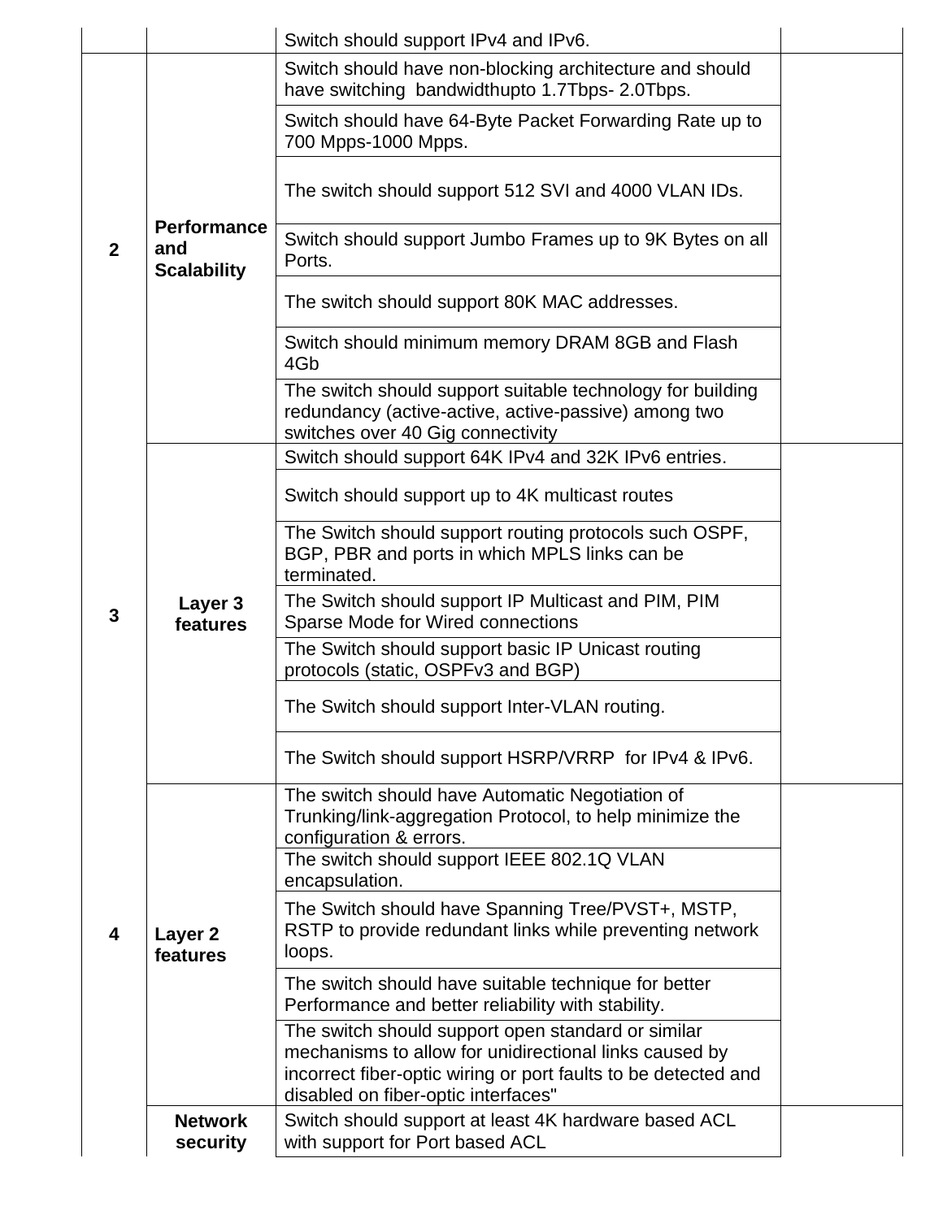| | | | |
|---|---|---|---|
| | | Switch should support IPv4 and IPv6. | |
| 2 | **Performance and Scalability** | Switch should have non-blocking architecture and should have switching  bandwidthupto 1.7Tbps- 2.0Tbps. | |
| | | Switch should have 64-Byte Packet Forwarding Rate up to 700 Mpps-1000 Mpps. | |
| | | The switch should support 512 SVI and 4000 VLAN IDs. | |
| | | Switch should support Jumbo Frames up to 9K Bytes on all Ports. | |
| | | The switch should support 80K MAC addresses. | |
| | | Switch should minimum memory DRAM 8GB and Flash 4Gb | |
| | | The switch should support suitable technology for building redundancy (active-active, active-passive) among two switches over 40 Gig connectivity | |
| 3 | **Layer 3 features** | Switch should support 64K IPv4 and 32K IPv6 entries. | |
| | | Switch should support up to 4K multicast routes | |
| | | The Switch should support routing protocols such OSPF, BGP, PBR and ports in which MPLS links can be terminated. | |
| | | The Switch should support IP Multicast and PIM, PIM Sparse Mode for Wired connections | |
| | | The Switch should support basic IP Unicast routing protocols (static, OSPFv3 and BGP) | |
| | | The Switch should support Inter-VLAN routing. | |
| | | The Switch should support HSRP/VRRP  for IPv4 & IPv6. | |
| 4 | **Layer 2 features** | The switch should have Automatic Negotiation of Trunking/link-aggregation Protocol, to help minimize the configuration & errors. | |
| | | The switch should support IEEE 802.1Q VLAN encapsulation. | |
| | | The Switch should have Spanning Tree/PVST+, MSTP, RSTP to provide redundant links while preventing network loops. | |
| | | The switch should have suitable technique for better Performance and better reliability with stability. | |
| | | The switch should support open standard or similar mechanisms to allow for unidirectional links caused by incorrect fiber-optic wiring or port faults to be detected and disabled on fiber-optic interfaces" | |
| | **Network security** | Switch should support at least 4K hardware based ACL with support for Port based ACL | |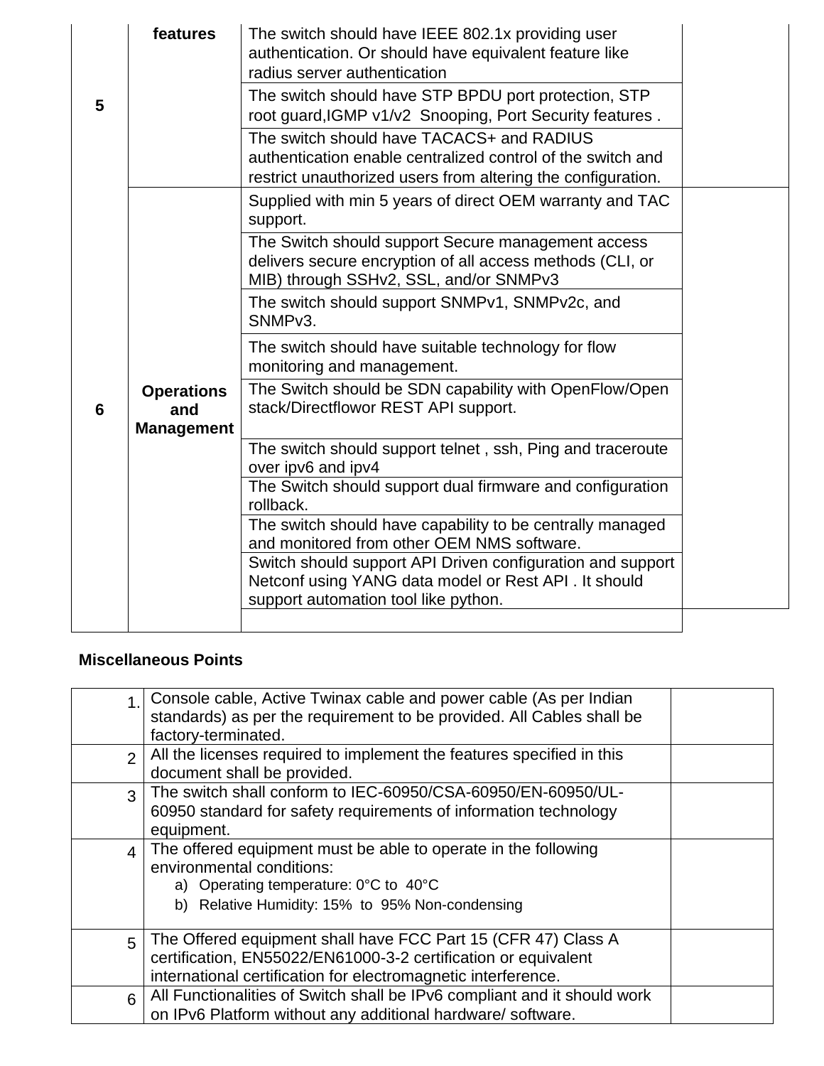| | | | |
|---|---|---|---|
| 5 | features | The switch should have IEEE 802.1x providing user authentication. Or should have equivalent feature like radius server authentication | |
| | | The switch should have STP BPDU port protection, STP root guard,IGMP v1/v2 Snooping, Port Security features . | |
| | | The switch should have TACACS+ and RADIUS authentication enable centralized control of the switch and restrict unauthorized users from altering the configuration. | |
| 6 | **Operations and Management** | Supplied with min 5 years of direct OEM warranty and TAC support. | |
| | | The Switch should support Secure management access delivers secure encryption of all access methods (CLI, or MIB) through SSHv2, SSL, and/or SNMPv3 | |
| | | The switch should support SNMPv1, SNMPv2c, and SNMPv3. | |
| | | The switch should have suitable technology for flow monitoring and management. | |
| | | The Switch should be SDN capability with OpenFlow/Open stack/Directflowor REST API support. | |
| | | The switch should support telnet , ssh, Ping and traceroute over ipv6 and ipv4 | |
| | | The Switch should support dual firmware and configuration rollback. | |
| | | The switch should have capability to be centrally managed and monitored from other OEM NMS software. | |
| | | Switch should support API Driven configuration and support Netconf using YANG data model or Rest API . It should support automation tool like python. | |
| | | | |

**Miscellaneous Points**

| | | |
|---|---|---|
| 1. | Console cable, Active Twinax cable and power cable (As per Indian standards) as per the requirement to be provided. All Cables shall be factory-terminated. | |
| 2 | All the licenses required to implement the features specified in this document shall be provided. | |
| 3 | The switch shall conform to IEC-60950/CSA-60950/EN-60950/UL-60950 standard for safety requirements of information technology equipment. | |
| 4 | The offered equipment must be able to operate in the following environmental conditions:<br>a) Operating temperature: 0°C to 40°C<br>b) Relative Humidity: 15% to 95% Non-condensing | |
| 5 | The Offered equipment shall have FCC Part 15 (CFR 47) Class A certification, EN55022/EN61000-3-2 certification or equivalent international certification for electromagnetic interference. | |
| 6 | All Functionalities of Switch shall be IPv6 compliant and it should work on IPv6 Platform without any additional hardware/ software. | |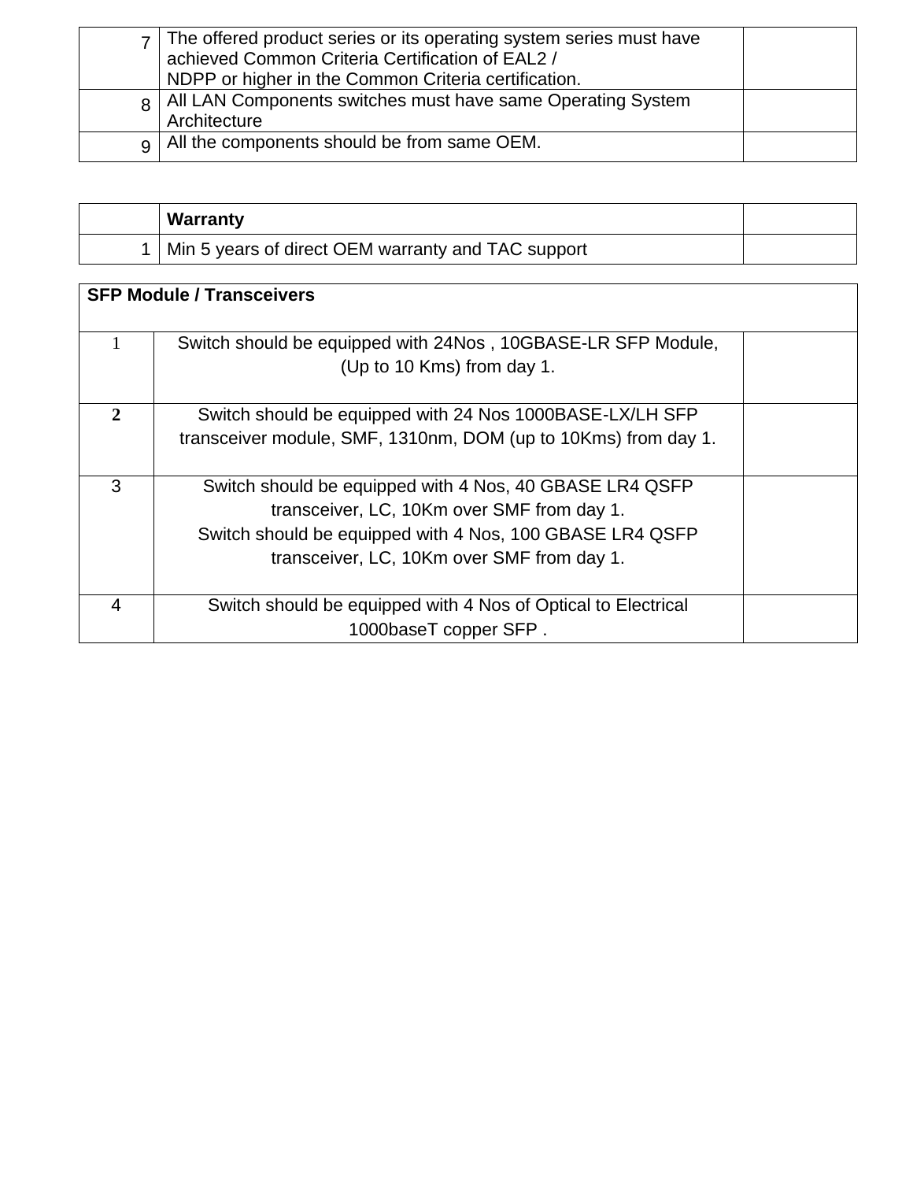| | | |
|---|---|---|
| 7 | The offered product series or its operating system series must have achieved Common Criteria Certification of EAL2 / NDPP or higher in the Common Criteria certification. | |
| 8 | All LAN Components switches must have same Operating System Architecture | |
| 9 | All the components should be from same OEM. | |

| | **Warranty** | |
|---|---|---|
| 1 | Min 5 years of direct OEM warranty and TAC support | |

| **SFP Module / Transceivers** | | |
|---|---|---|
| 1 | Switch should be equipped with 24Nos , 10GBASE-LR SFP Module, (Up to 10 Kms) from day 1. | |
| **2** | Switch should be equipped with 24 Nos 1000BASE-LX/LH SFP transceiver module, SMF, 1310nm, DOM (up to 10Kms) from day 1. | |
| 3 | Switch should be equipped with 4 Nos, 40 GBASE LR4 QSFP transceiver, LC, 10Km over SMF from day 1.<br>Switch should be equipped with 4 Nos, 100 GBASE LR4 QSFP transceiver, LC, 10Km over SMF from day 1. | |
| 4 | Switch should be equipped with 4 Nos of Optical to Electrical 1000baseT copper SFP . | |